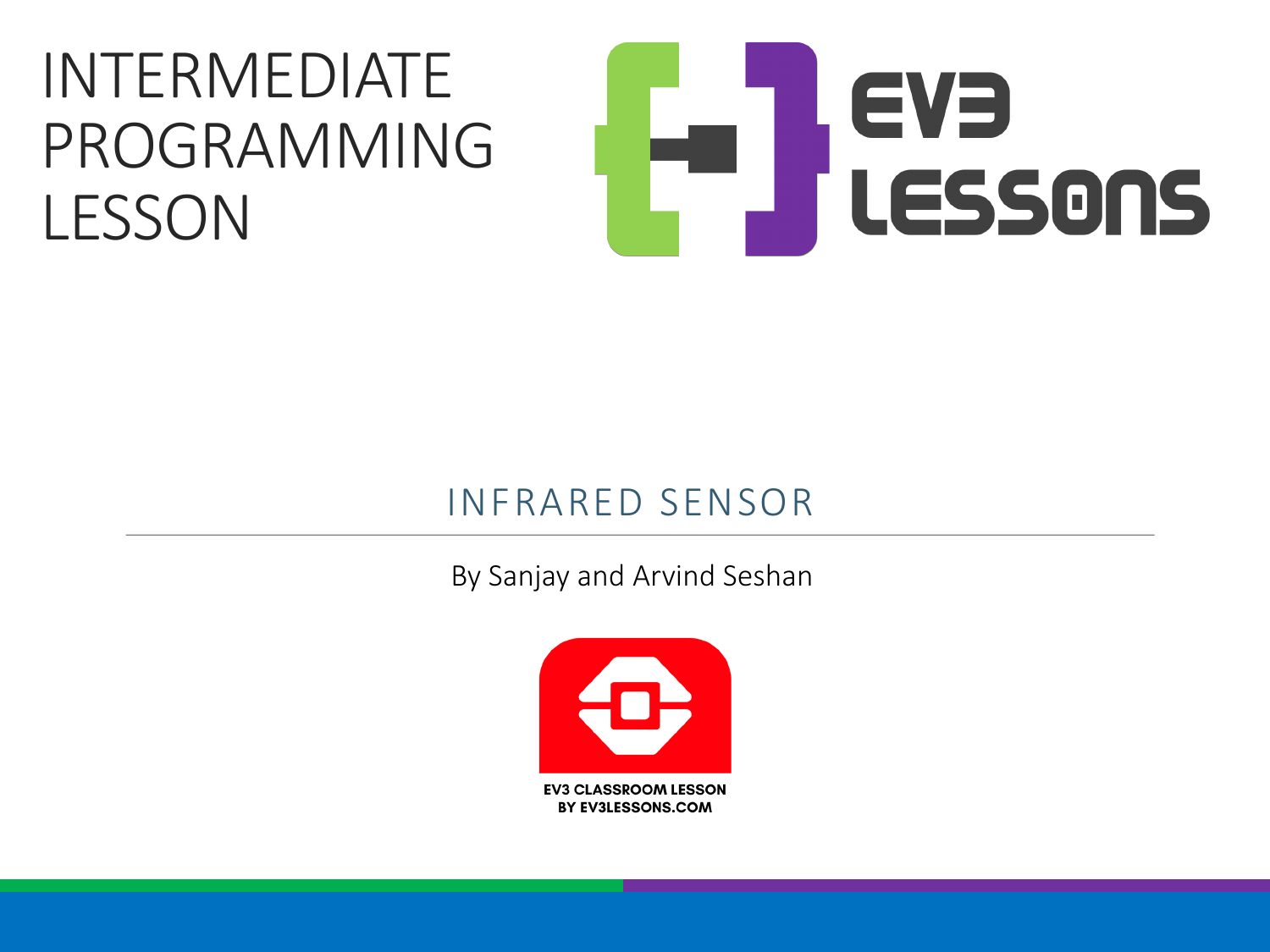# INTERMEDIATE PROGRAMMING LESSON

EV3 LESSONS

## INFRARED SENSOR

By Sanjay and Arvind Seshan

EV3 CLASSROOM LESSON
BY EV3LESSONS.COM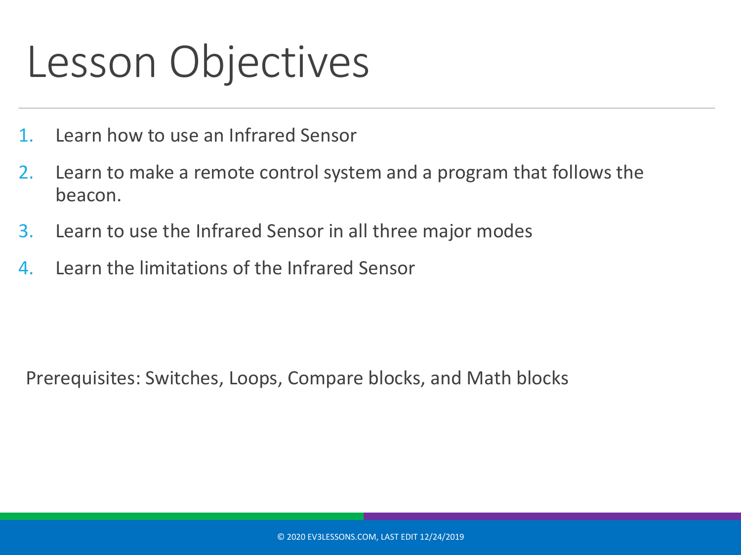# Lesson Objectives

1. Learn how to use an Infrared Sensor
2. Learn to make a remote control system and a program that follows the beacon.
3. Learn to use the Infrared Sensor in all three major modes
4. Learn the limitations of the Infrared Sensor

Prerequisites: Switches, Loops, Compare blocks, and Math blocks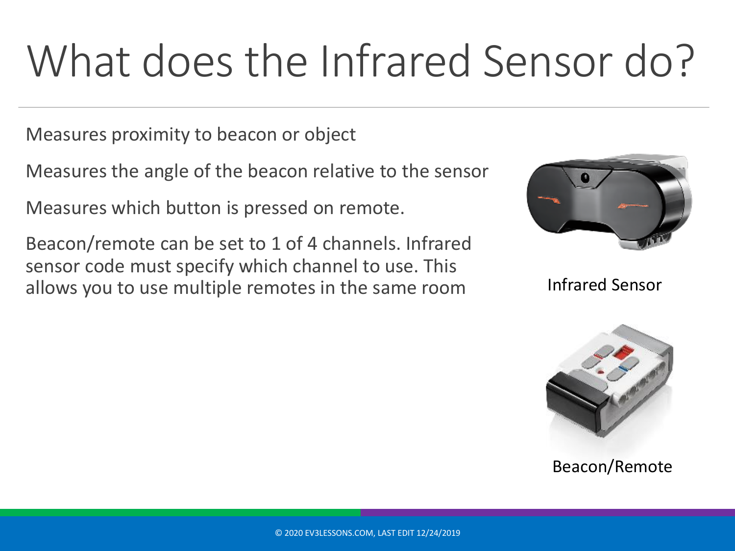# What does the Infrared Sensor do?

Measures proximity to beacon or object

Measures the angle of the beacon relative to the sensor

Measures which button is pressed on remote.

Beacon/remote can be set to 1 of 4 channels. Infrared sensor code must specify which channel to use. This allows you to use multiple remotes in the same room

Infrared Sensor

Beacon/Remote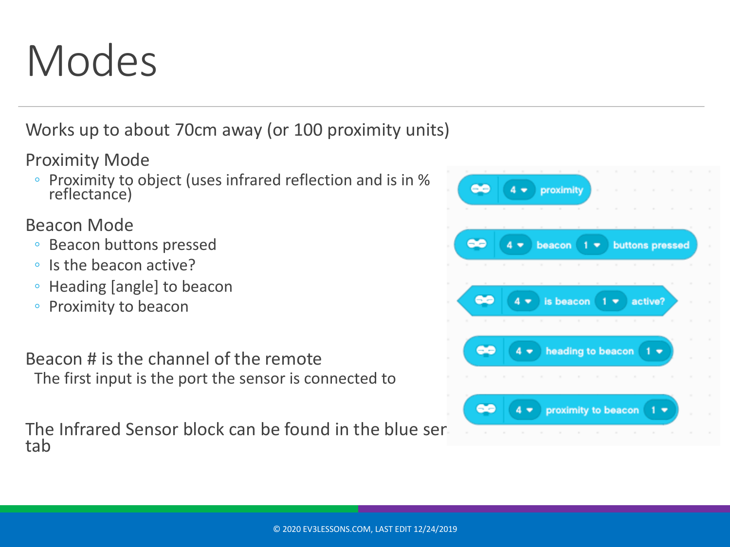# Modes

Works up to about 70cm away (or 100 proximity units)

Proximity Mode

- Proximity to object (uses infrared reflection and is in % reflectance)

Beacon Mode

- Beacon buttons pressed
- Is the beacon active?
- Heading [angle] to beacon
- Proximity to beacon

Beacon # is the channel of the remote

The first input is the port the sensor is connected to

The Infrared Sensor block can be found in the blue ser tab

4 proximity

4 beacon 1 buttons pressed

4 is beacon 1 active?

4 heading to beacon 1

4 proximity to beacon 1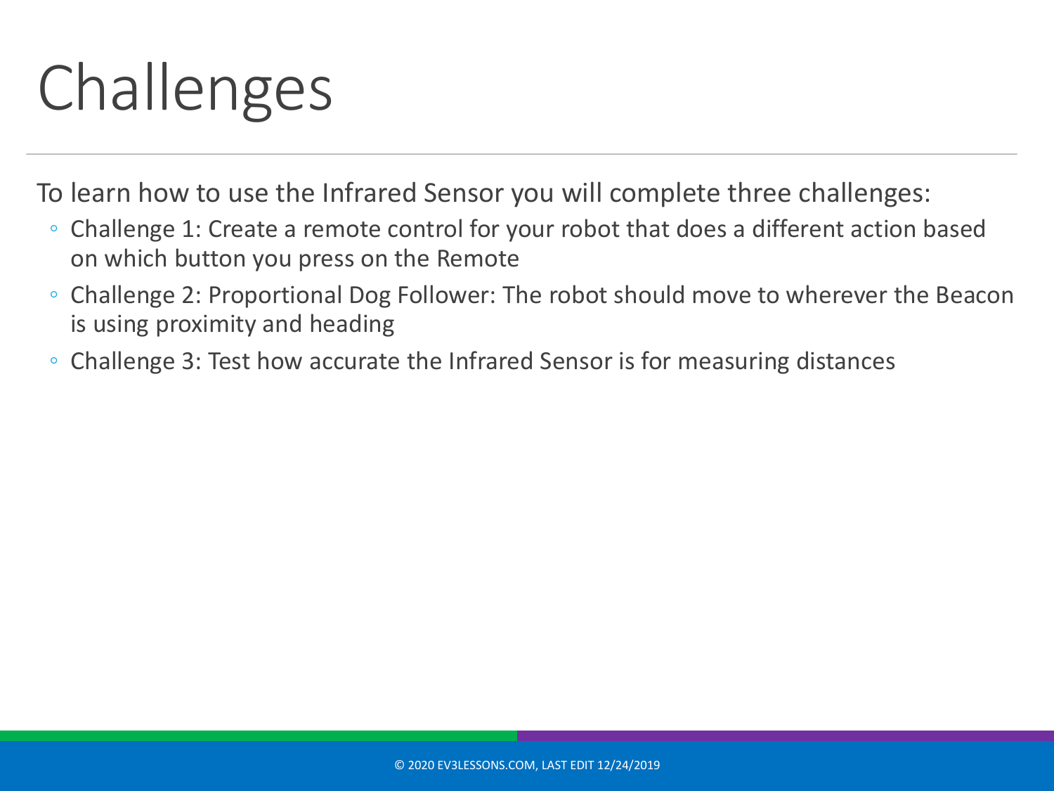# Challenges

To learn how to use the Infrared Sensor you will complete three challenges:

- Challenge 1: Create a remote control for your robot that does a different action based on which button you press on the Remote
- Challenge 2: Proportional Dog Follower: The robot should move to wherever the Beacon is using proximity and heading
- Challenge 3: Test how accurate the Infrared Sensor is for measuring distances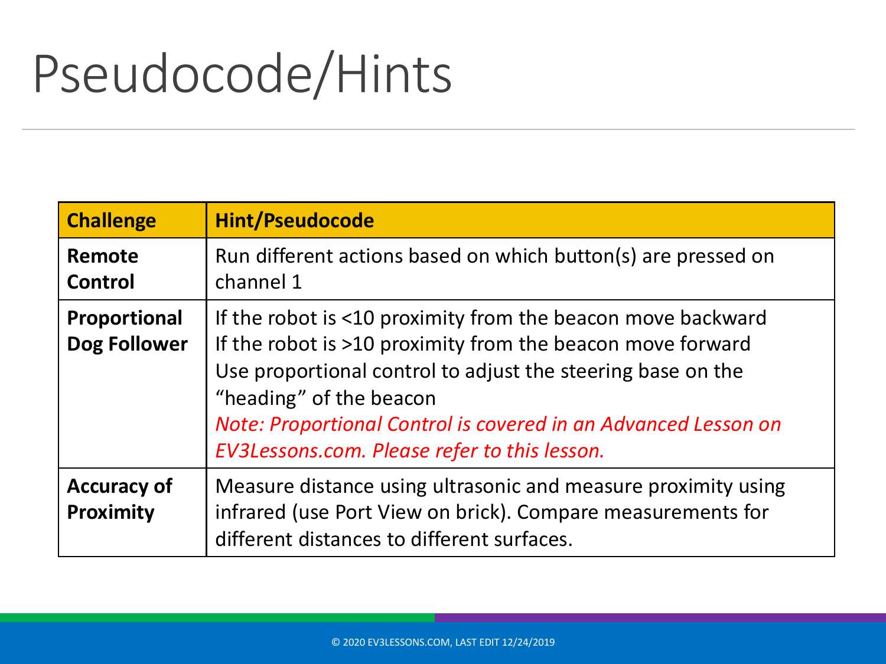# Pseudocode/Hints

| Challenge | Hint/Pseudocode |
|---|---|
| **Remote Control** | Run different actions based on which button(s) are pressed on channel 1 |
| **Proportional Dog Follower** | If the robot is <10 proximity from the beacon move backward<br>If the robot is >10 proximity from the beacon move forward<br>Use proportional control to adjust the steering base on the "heading" of the beacon<br>*Note: Proportional Control is covered in an Advanced Lesson on EV3Lessons.com. Please refer to this lesson.* |
| **Accuracy of Proximity** | Measure distance using ultrasonic and measure proximity using infrared (use Port View on brick). Compare measurements for different distances to different surfaces. |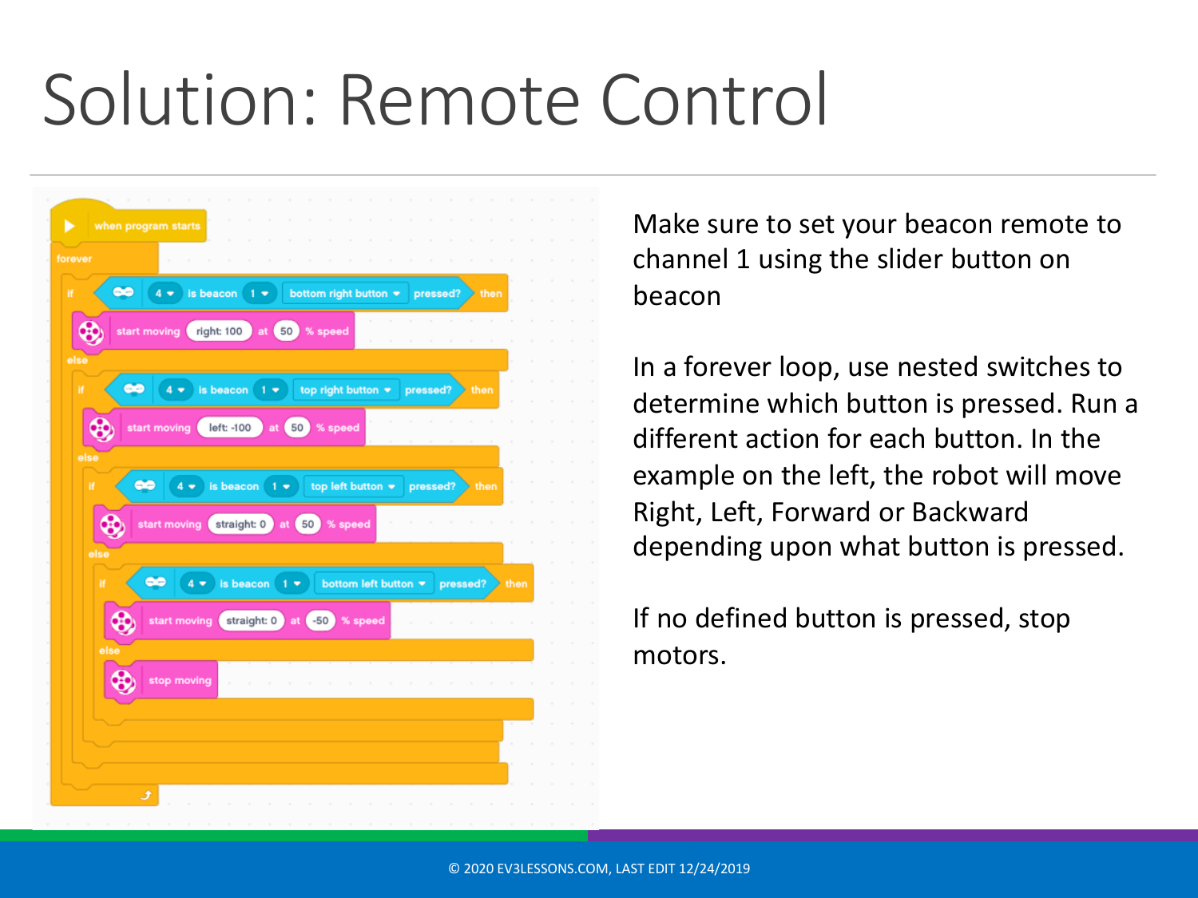# Solution: Remote Control

```
when program starts
forever
  if (4 is beacon 1 bottom right button pressed?) then
    start moving right: 100 at 50 % speed
  else
    if (4 is beacon 1 top right button pressed?) then
      start moving left: -100 at 50 % speed
    else
      if (4 is beacon 1 top left button pressed?) then
        start moving straight: 0 at 50 % speed
      else
        if (4 is beacon 1 bottom left button pressed?) then
          start moving straight: 0 at -50 % speed
        else
          stop moving
```

Make sure to set your beacon remote to channel 1 using the slider button on beacon

In a forever loop, use nested switches to determine which button is pressed. Run a different action for each button. In the example on the left, the robot will move Right, Left, Forward or Backward depending upon what button is pressed.

If no defined button is pressed, stop motors.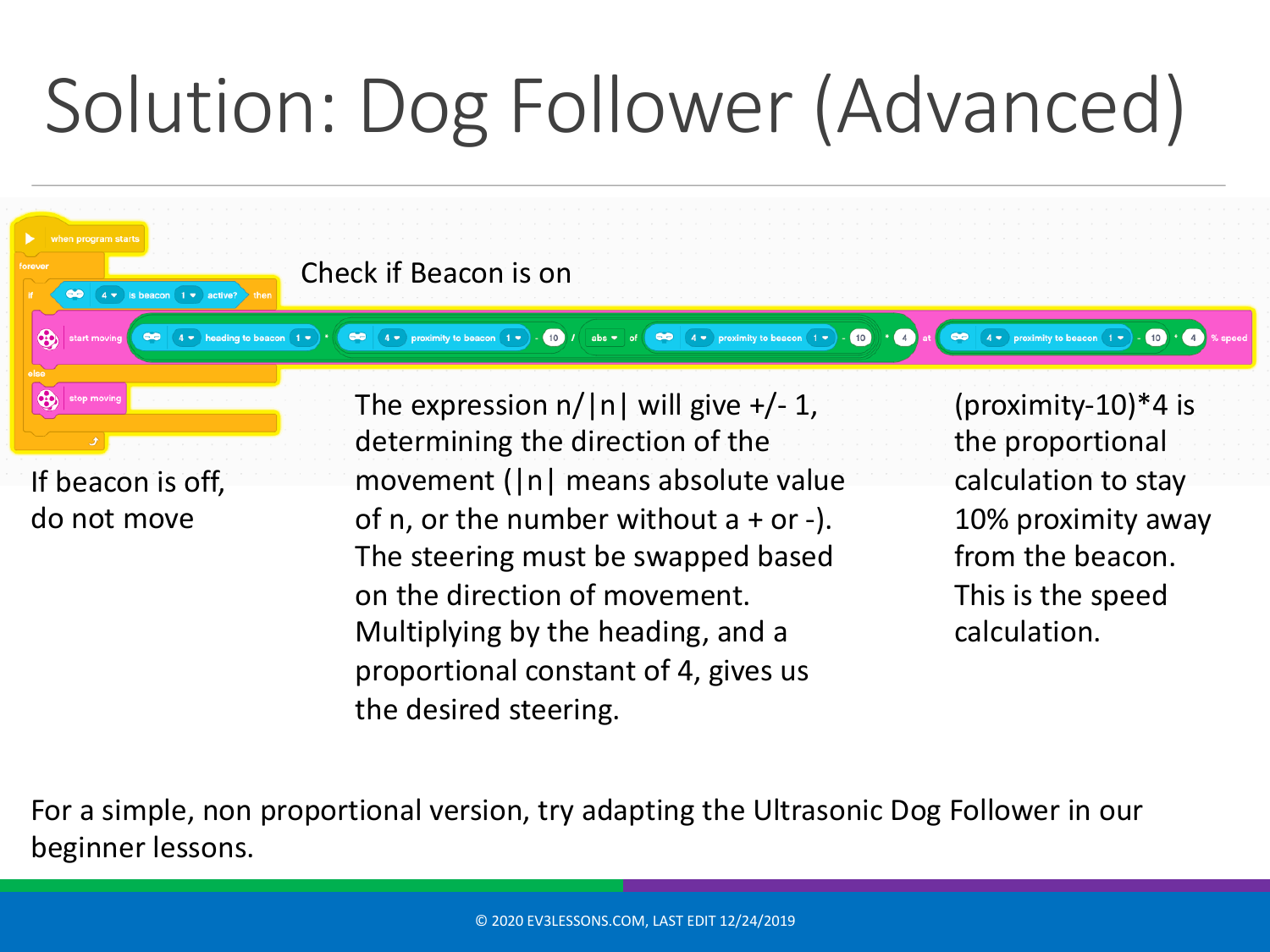# Solution: Dog Follower (Advanced)

```
when program starts
forever
  if <4 is beacon 1 active?> then
    start moving (heading to beacon 1 * ((proximity to beacon 1 - 10) / abs of (proximity to beacon 1 - 10)) * 4) at ((proximity to beacon 1 - 10) * 4) % speed
  else
    stop moving
```

Check if Beacon is on

If beacon is off, do not move

The expression n/|n| will give +/- 1, determining the direction of the movement (|n| means absolute value of n, or the number without a + or -). The steering must be swapped based on the direction of movement. Multiplying by the heading, and a proportional constant of 4, gives us the desired steering.

(proximity-10)*4 is the proportional calculation to stay 10% proximity away from the beacon. This is the speed calculation.

For a simple, non proportional version, try adapting the Ultrasonic Dog Follower in our beginner lessons.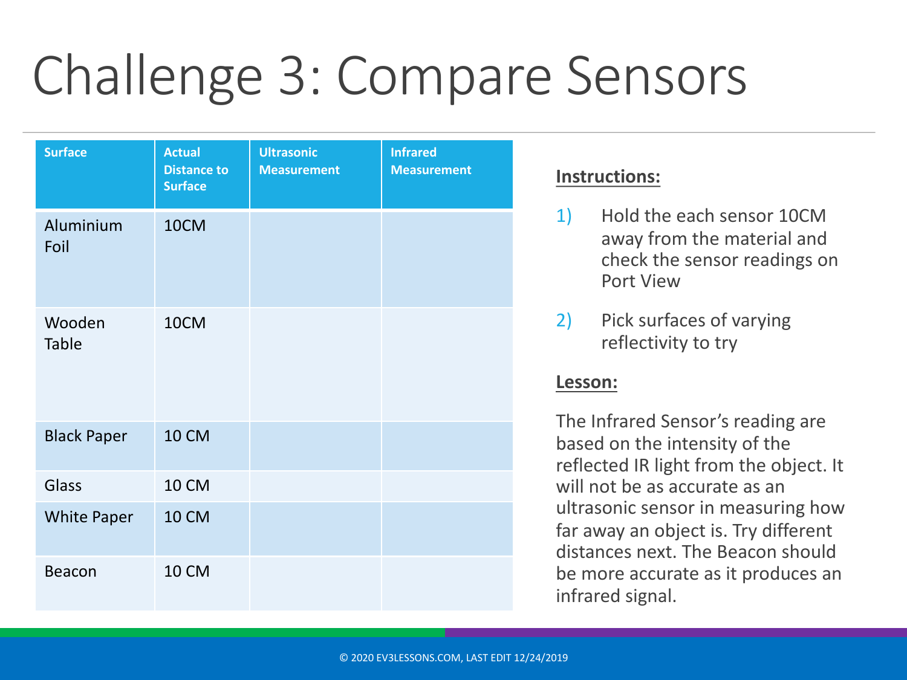# Challenge 3: Compare Sensors

| Surface | Actual Distance to Surface | Ultrasonic Measurement | Infrared Measurement |
|---|---|---|---|
| Aluminium Foil | 10CM | | |
| Wooden Table | 10CM | | |
| Black Paper | 10 CM | | |
| Glass | 10 CM | | |
| White Paper | 10 CM | | |
| Beacon | 10 CM | | |

**Instructions:**

1) Hold the each sensor 10CM away from the material and check the sensor readings on Port View
2) Pick surfaces of varying reflectivity to try

**Lesson:**

The Infrared Sensor's reading are based on the intensity of the reflected IR light from the object. It will not be as accurate as an ultrasonic sensor in measuring how far away an object is. Try different distances next. The Beacon should be more accurate as it produces an infrared signal.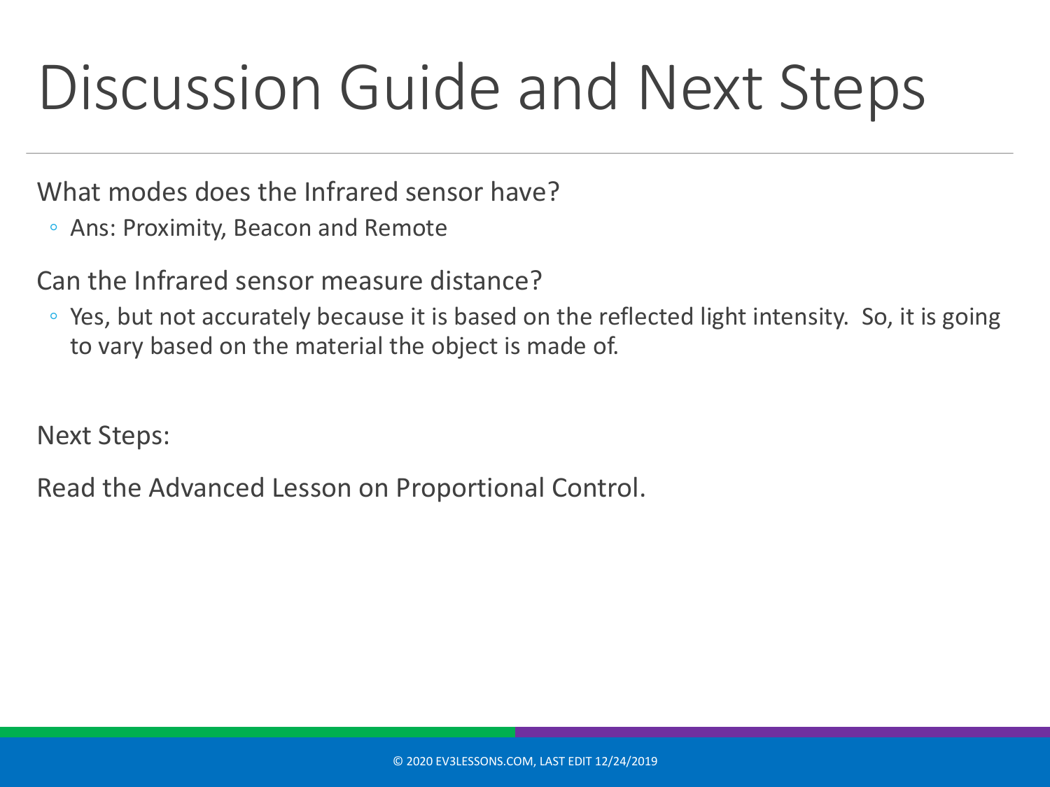# Discussion Guide and Next Steps

What modes does the Infrared sensor have?

- Ans: Proximity, Beacon and Remote

Can the Infrared sensor measure distance?

- Yes, but not accurately because it is based on the reflected light intensity. So, it is going to vary based on the material the object is made of.

Next Steps:

Read the Advanced Lesson on Proportional Control.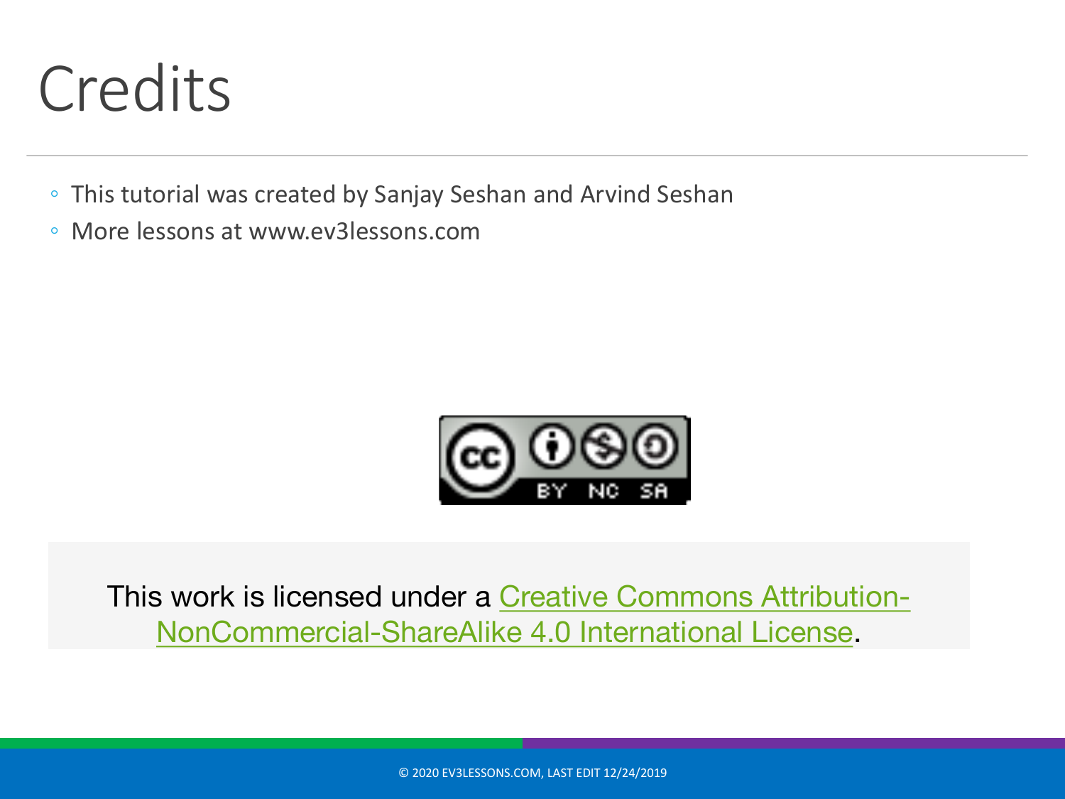# Credits

- This tutorial was created by Sanjay Seshan and Arvind Seshan
- More lessons at www.ev3lessons.com

This work is licensed under a Creative Commons Attribution-NonCommercial-ShareAlike 4.0 International License.